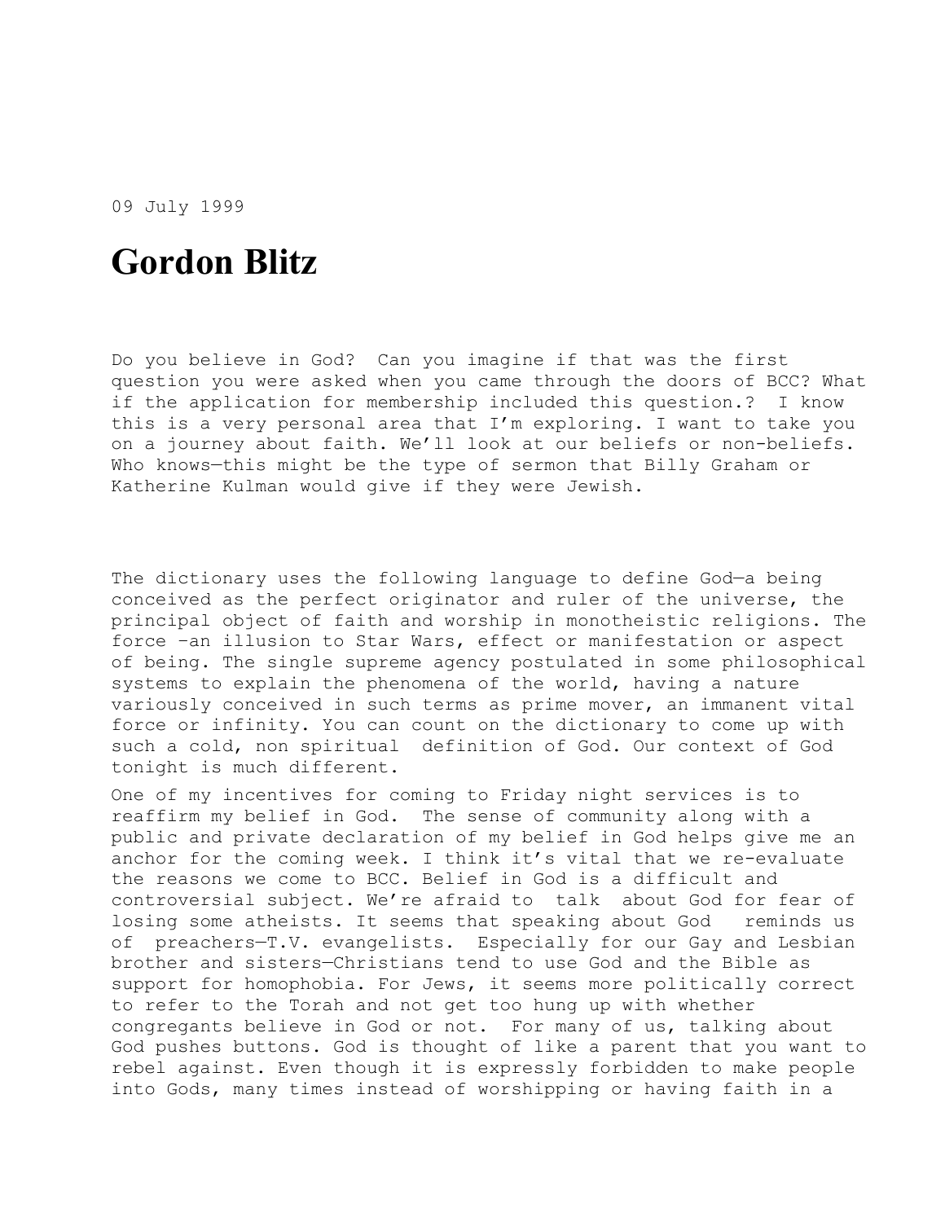09 July 1999

# Gordon Blitz

Do you believe in God? Can you imagine if that was the first question you were asked when you came through the doors of BCC? What if the application for membership included this question.? I know this is a very personal area that I'm exploring. I want to take you on a journey about faith. We'll look at our beliefs or non-beliefs. Who knows—this might be the type of sermon that Billy Graham or Katherine Kulman would give if they were Jewish.

The dictionary uses the following language to define God—a being conceived as the perfect originator and ruler of the universe, the principal object of faith and worship in monotheistic religions. The force –an illusion to Star Wars, effect or manifestation or aspect of being. The single supreme agency postulated in some philosophical systems to explain the phenomena of the world, having a nature variously conceived in such terms as prime mover, an immanent vital force or infinity. You can count on the dictionary to come up with such a cold, non spiritual definition of God. Our context of God tonight is much different.

One of my incentives for coming to Friday night services is to reaffirm my belief in God. The sense of community along with a public and private declaration of my belief in God helps give me an anchor for the coming week. I think it's vital that we re-evaluate the reasons we come to BCC. Belief in God is a difficult and controversial subject. We're afraid to talk about God for fear of losing some atheists. It seems that speaking about God reminds us of preachers—T.V. evangelists. Especially for our Gay and Lesbian brother and sisters—Christians tend to use God and the Bible as support for homophobia. For Jews, it seems more politically correct to refer to the Torah and not get too hung up with whether congregants believe in God or not. For many of us, talking about God pushes buttons. God is thought of like a parent that you want to rebel against. Even though it is expressly forbidden to make people into Gods, many times instead of worshipping or having faith in a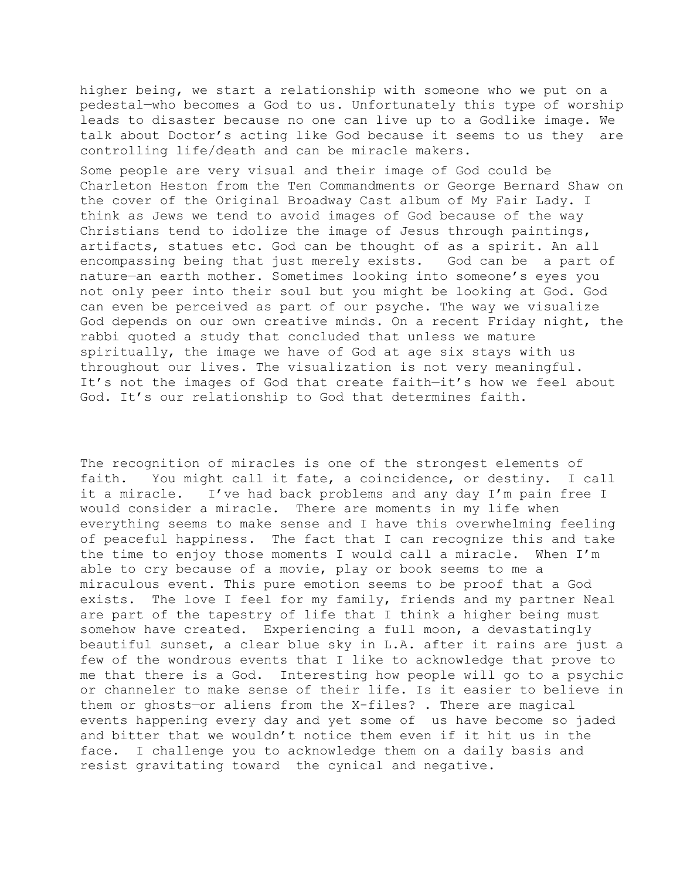higher being, we start a relationship with someone who we put on a pedestal—who becomes a God to us. Unfortunately this type of worship leads to disaster because no one can live up to a Godlike image. We talk about Doctor's acting like God because it seems to us they are controlling life/death and can be miracle makers.

Some people are very visual and their image of God could be Charleton Heston from the Ten Commandments or George Bernard Shaw on the cover of the Original Broadway Cast album of My Fair Lady. I think as Jews we tend to avoid images of God because of the way Christians tend to idolize the image of Jesus through paintings, artifacts, statues etc. God can be thought of as a spirit. An all encompassing being that just merely exists. God can be a part of nature—an earth mother. Sometimes looking into someone's eyes you not only peer into their soul but you might be looking at God. God can even be perceived as part of our psyche. The way we visualize God depends on our own creative minds. On a recent Friday night, the rabbi quoted a study that concluded that unless we mature spiritually, the image we have of God at age six stays with us throughout our lives. The visualization is not very meaningful. It's not the images of God that create faith—it's how we feel about God. It's our relationship to God that determines faith.

The recognition of miracles is one of the strongest elements of faith. You might call it fate, a coincidence, or destiny. I call it a miracle. I've had back problems and any day I'm pain free I would consider a miracle. There are moments in my life when everything seems to make sense and I have this overwhelming feeling of peaceful happiness. The fact that I can recognize this and take the time to enjoy those moments I would call a miracle. When I'm able to cry because of a movie, play or book seems to me a miraculous event. This pure emotion seems to be proof that a God exists. The love I feel for my family, friends and my partner Neal are part of the tapestry of life that I think a higher being must somehow have created. Experiencing a full moon, a devastatingly beautiful sunset, a clear blue sky in L.A. after it rains are just a few of the wondrous events that I like to acknowledge that prove to me that there is a God. Interesting how people will go to a psychic or channeler to make sense of their life. Is it easier to believe in them or ghosts—or aliens from the X-files? . There are magical events happening every day and yet some of us have become so jaded and bitter that we wouldn't notice them even if it hit us in the face. I challenge you to acknowledge them on a daily basis and resist gravitating toward the cynical and negative.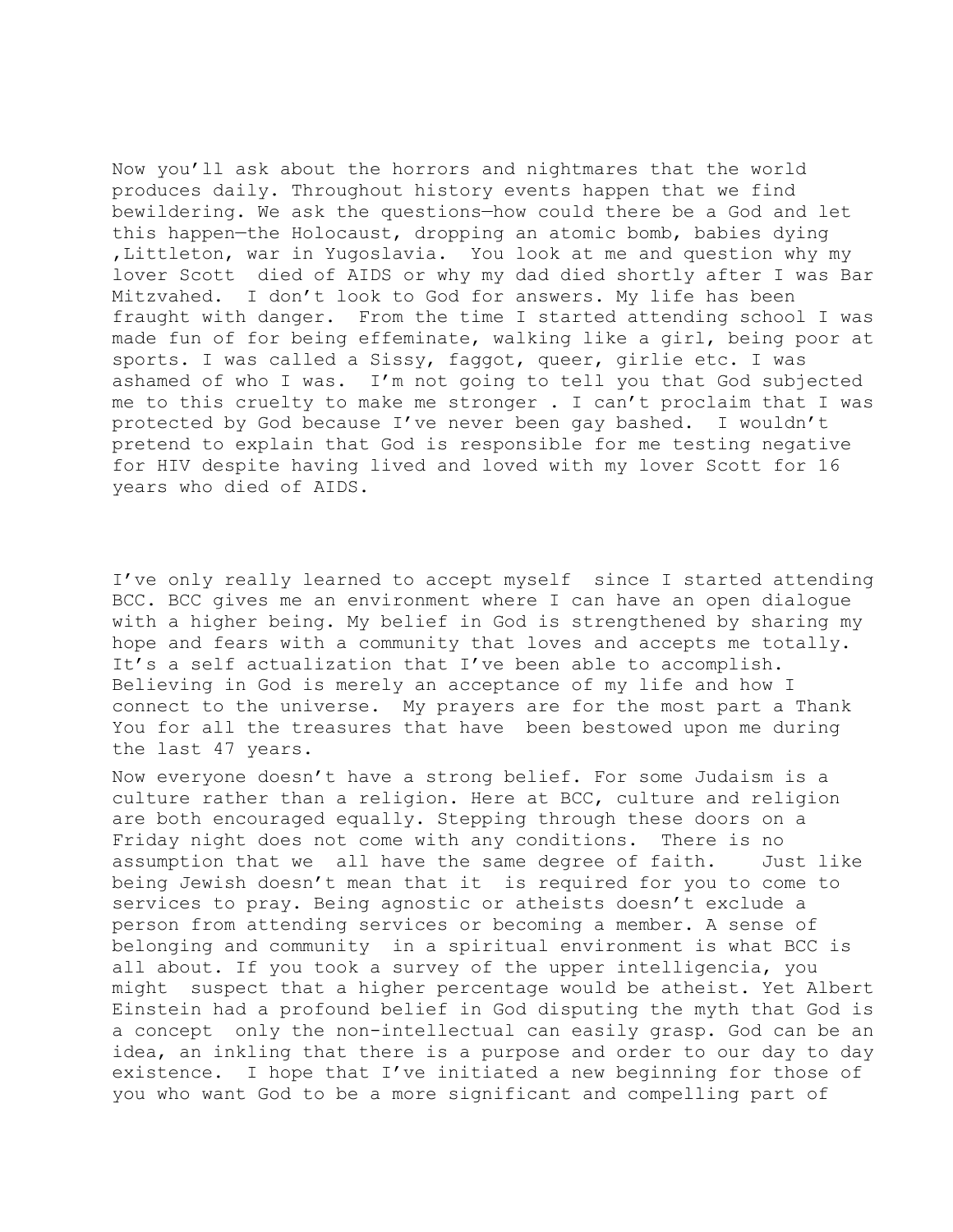Now you'll ask about the horrors and nightmares that the world produces daily. Throughout history events happen that we find bewildering. We ask the questions—how could there be a God and let this happen—the Holocaust, dropping an atomic bomb, babies dying ,Littleton, war in Yugoslavia. You look at me and question why my lover Scott died of AIDS or why my dad died shortly after I was Bar Mitzvahed. I don't look to God for answers. My life has been fraught with danger. From the time I started attending school I was made fun of for being effeminate, walking like a girl, being poor at sports. I was called a Sissy, faggot, queer, girlie etc. I was ashamed of who I was. I'm not going to tell you that God subjected me to this cruelty to make me stronger . I can't proclaim that I was protected by God because I've never been gay bashed. I wouldn't pretend to explain that God is responsible for me testing negative for HIV despite having lived and loved with my lover Scott for 16 years who died of AIDS.

I've only really learned to accept myself since I started attending BCC. BCC gives me an environment where I can have an open dialogue with a higher being. My belief in God is strengthened by sharing my hope and fears with a community that loves and accepts me totally. It's a self actualization that I've been able to accomplish. Believing in God is merely an acceptance of my life and how I connect to the universe. My prayers are for the most part a Thank You for all the treasures that have been bestowed upon me during the last 47 years.

Now everyone doesn't have a strong belief. For some Judaism is a culture rather than a religion. Here at BCC, culture and religion are both encouraged equally. Stepping through these doors on a Friday night does not come with any conditions. There is no assumption that we all have the same degree of faith. Just like being Jewish doesn't mean that it is required for you to come to services to pray. Being agnostic or atheists doesn't exclude a person from attending services or becoming a member. A sense of belonging and community in a spiritual environment is what BCC is all about. If you took a survey of the upper intelligencia, you might suspect that a higher percentage would be atheist. Yet Albert Einstein had a profound belief in God disputing the myth that God is a concept only the non-intellectual can easily grasp. God can be an idea, an inkling that there is a purpose and order to our day to day existence. I hope that I've initiated a new beginning for those of you who want God to be a more significant and compelling part of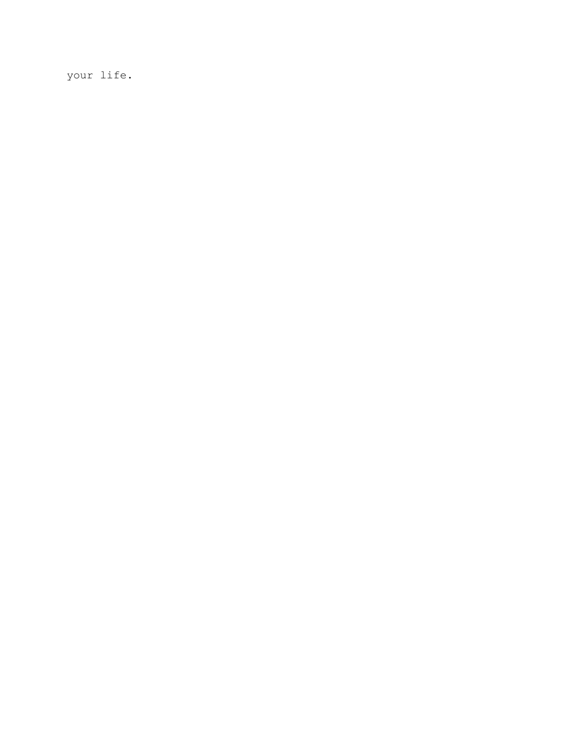your life.